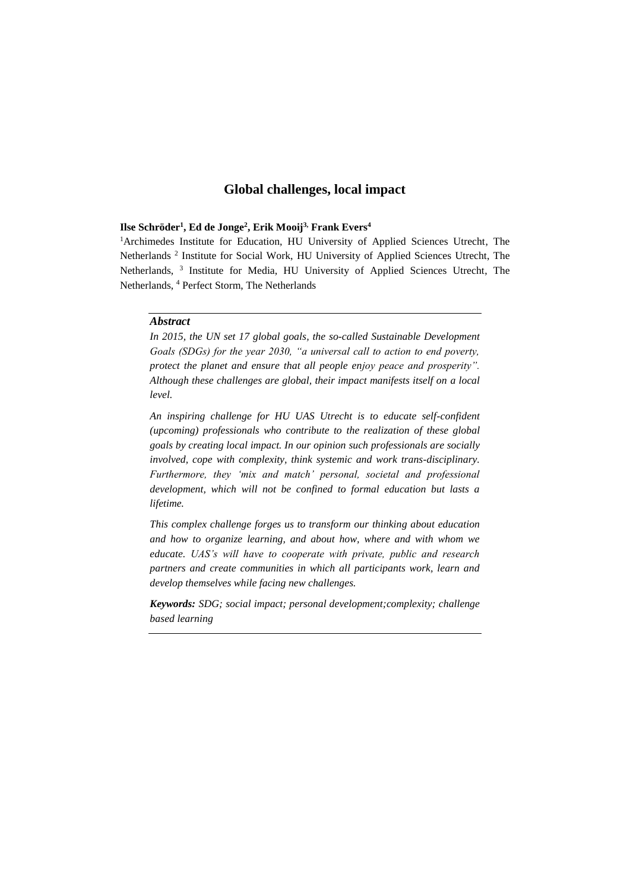# Global challenges, local impact

**Ilse Schröder[1], Ed de Jonge[2], Erik Mooij[3], Frank Evers[4]**

[1]Archimedes Institute for Education, HU University of Applied Sciences Utrecht, The Netherlands [2] Institute for Social Work, HU University of Applied Sciences Utrecht, The Netherlands, [3] Institute for Media, HU University of Applied Sciences Utrecht, The Netherlands, [4] Perfect Storm, The Netherlands

***Abstract***

*In 2015, the UN set 17 global goals, the so-called Sustainable Development Goals (SDGs) for the year 2030, "a universal call to action to end poverty, protect the planet and ensure that all people enjoy peace and prosperity". Although these challenges are global, their impact manifests itself on a local level.*

*An inspiring challenge for HU UAS Utrecht is to educate self-confident (upcoming) professionals who contribute to the realization of these global goals by creating local impact. In our opinion such professionals are socially involved, cope with complexity, think systemic and work trans-disciplinary. Furthermore, they 'mix and match' personal, societal and professional development, which will not be confined to formal education but lasts a lifetime.*

*This complex challenge forges us to transform our thinking about education and how to organize learning, and about how, where and with whom we educate. UAS's will have to cooperate with private, public and research partners and create communities in which all participants work, learn and develop themselves while facing new challenges.*

***Keywords:*** *SDG; social impact; personal development;complexity; challenge based learning*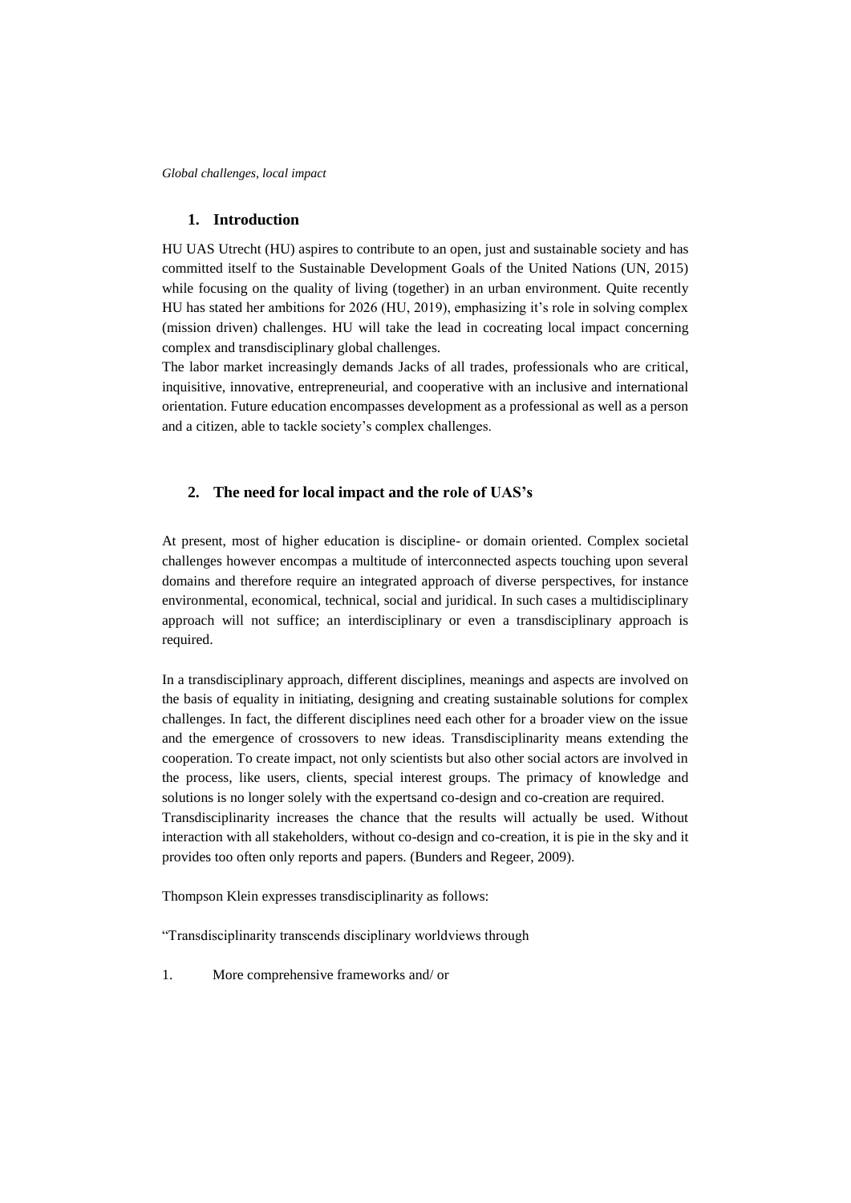## 1. Introduction

HU UAS Utrecht (HU) aspires to contribute to an open, just and sustainable society and has committed itself to the Sustainable Development Goals of the United Nations (UN, 2015) while focusing on the quality of living (together) in an urban environment. Quite recently HU has stated her ambitions for 2026 (HU, 2019), emphasizing it's role in solving complex (mission driven) challenges. HU will take the lead in cocreating local impact concerning complex and transdisciplinary global challenges.

The labor market increasingly demands Jacks of all trades, professionals who are critical, inquisitive, innovative, entrepreneurial, and cooperative with an inclusive and international orientation. Future education encompasses development as a professional as well as a person and a citizen, able to tackle society's complex challenges.

## 2. The need for local impact and the role of UAS's

At present, most of higher education is discipline- or domain oriented. Complex societal challenges however encompas a multitude of interconnected aspects touching upon several domains and therefore require an integrated approach of diverse perspectives, for instance environmental, economical, technical, social and juridical. In such cases a multidisciplinary approach will not suffice; an interdisciplinary or even a transdisciplinary approach is required.

In a transdisciplinary approach, different disciplines, meanings and aspects are involved on the basis of equality in initiating, designing and creating sustainable solutions for complex challenges. In fact, the different disciplines need each other for a broader view on the issue and the emergence of crossovers to new ideas. Transdisciplinarity means extending the cooperation. To create impact, not only scientists but also other social actors are involved in the process, like users, clients, special interest groups. The primacy of knowledge and solutions is no longer solely with the expertsand co-design and co-creation are required.

Transdisciplinarity increases the chance that the results will actually be used. Without interaction with all stakeholders, without co-design and co-creation, it is pie in the sky and it provides too often only reports and papers. (Bunders and Regeer, 2009).

Thompson Klein expresses transdisciplinarity as follows:

"Transdisciplinarity transcends disciplinary worldviews through

1. More comprehensive frameworks and/ or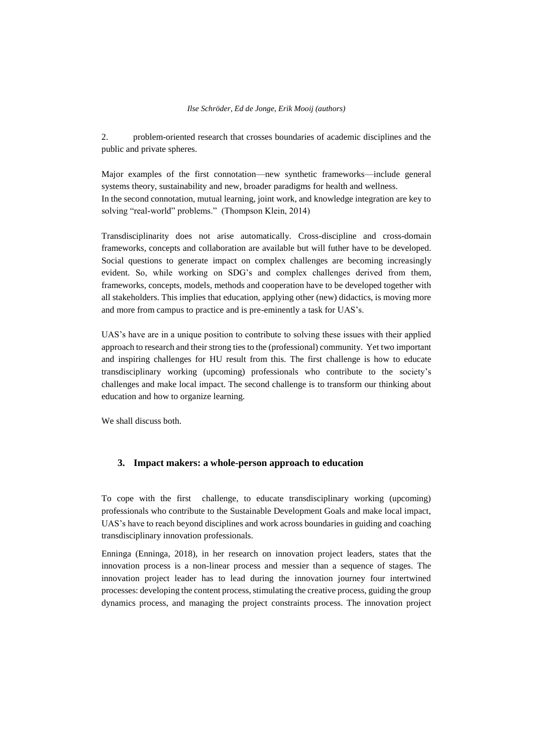2. problem-oriented research that crosses boundaries of academic disciplines and the public and private spheres.

Major examples of the first connotation—new synthetic frameworks—include general systems theory, sustainability and new, broader paradigms for health and wellness.
In the second connotation, mutual learning, joint work, and knowledge integration are key to solving "real-world" problems." (Thompson Klein, 2014)

Transdisciplinarity does not arise automatically. Cross-discipline and cross-domain frameworks, concepts and collaboration are available but will futher have to be developed. Social questions to generate impact on complex challenges are becoming increasingly evident. So, while working on SDG's and complex challenges derived from them, frameworks, concepts, models, methods and cooperation have to be developed together with all stakeholders. This implies that education, applying other (new) didactics, is moving more and more from campus to practice and is pre-eminently a task for UAS's.

UAS's have are in a unique position to contribute to solving these issues with their applied approach to research and their strong ties to the (professional) community. Yet two important and inspiring challenges for HU result from this. The first challenge is how to educate transdisciplinary working (upcoming) professionals who contribute to the society's challenges and make local impact. The second challenge is to transform our thinking about education and how to organize learning.

We shall discuss both.

## 3. Impact makers: a whole-person approach to education

To cope with the first challenge, to educate transdisciplinary working (upcoming) professionals who contribute to the Sustainable Development Goals and make local impact, UAS's have to reach beyond disciplines and work across boundaries in guiding and coaching transdisciplinary innovation professionals.

Enninga (Enninga, 2018), in her research on innovation project leaders, states that the innovation process is a non-linear process and messier than a sequence of stages. The innovation project leader has to lead during the innovation journey four intertwined processes: developing the content process, stimulating the creative process, guiding the group dynamics process, and managing the project constraints process. The innovation project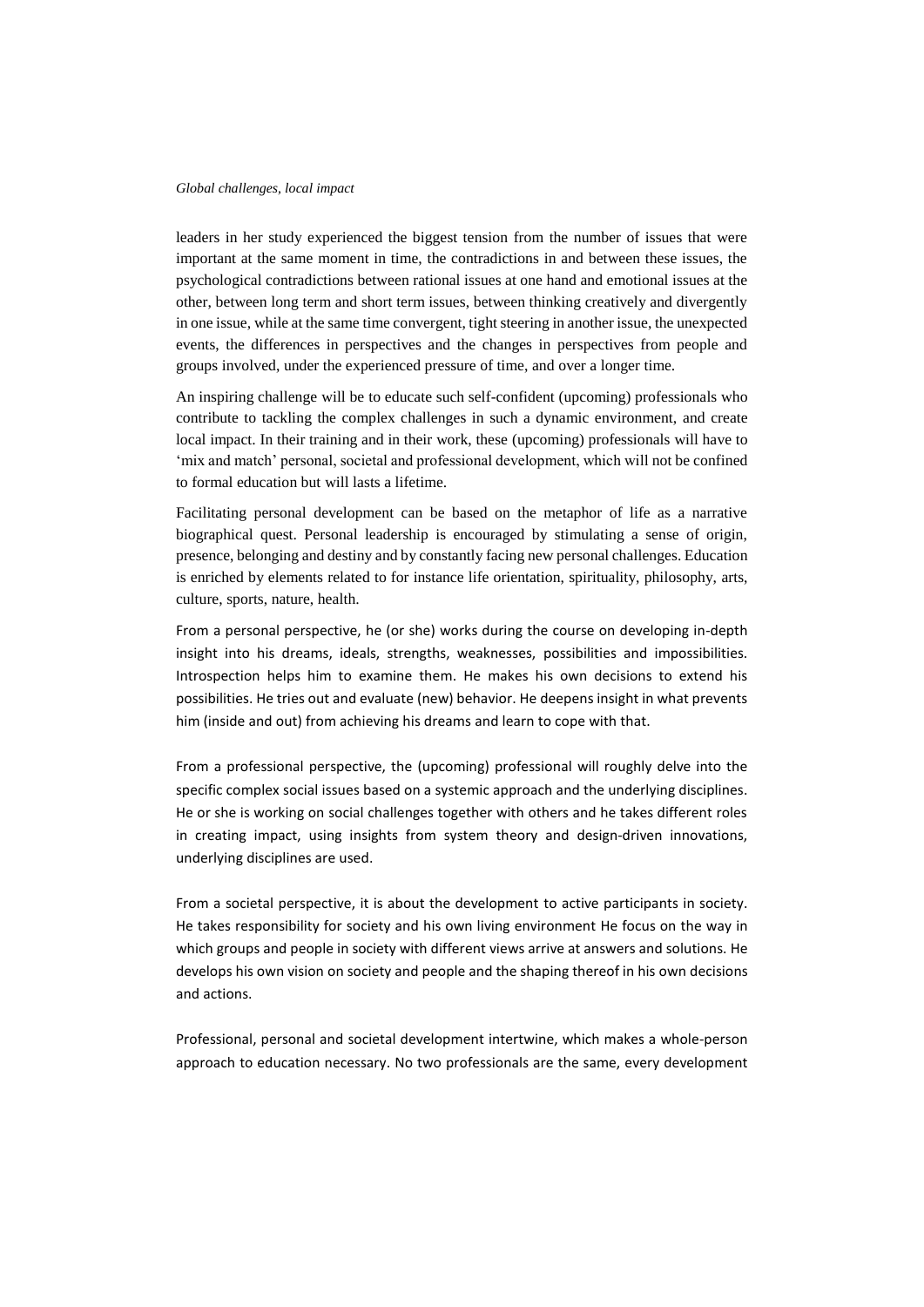leaders in her study experienced the biggest tension from the number of issues that were important at the same moment in time, the contradictions in and between these issues, the psychological contradictions between rational issues at one hand and emotional issues at the other, between long term and short term issues, between thinking creatively and divergently in one issue, while at the same time convergent, tight steering in another issue, the unexpected events, the differences in perspectives and the changes in perspectives from people and groups involved, under the experienced pressure of time, and over a longer time.

An inspiring challenge will be to educate such self-confident (upcoming) professionals who contribute to tackling the complex challenges in such a dynamic environment, and create local impact. In their training and in their work, these (upcoming) professionals will have to 'mix and match' personal, societal and professional development, which will not be confined to formal education but will lasts a lifetime.

Facilitating personal development can be based on the metaphor of life as a narrative biographical quest. Personal leadership is encouraged by stimulating a sense of origin, presence, belonging and destiny and by constantly facing new personal challenges. Education is enriched by elements related to for instance life orientation, spirituality, philosophy, arts, culture, sports, nature, health.

From a personal perspective, he (or she) works during the course on developing in-depth insight into his dreams, ideals, strengths, weaknesses, possibilities and impossibilities. Introspection helps him to examine them. He makes his own decisions to extend his possibilities. He tries out and evaluate (new) behavior. He deepens insight in what prevents him (inside and out) from achieving his dreams and learn to cope with that.

From a professional perspective, the (upcoming) professional will roughly delve into the specific complex social issues based on a systemic approach and the underlying disciplines. He or she is working on social challenges together with others and he takes different roles in creating impact, using insights from system theory and design-driven innovations, underlying disciplines are used.

From a societal perspective, it is about the development to active participants in society. He takes responsibility for society and his own living environment He focus on the way in which groups and people in society with different views arrive at answers and solutions. He develops his own vision on society and people and the shaping thereof in his own decisions and actions.

Professional, personal and societal development intertwine, which makes a whole-person approach to education necessary. No two professionals are the same, every development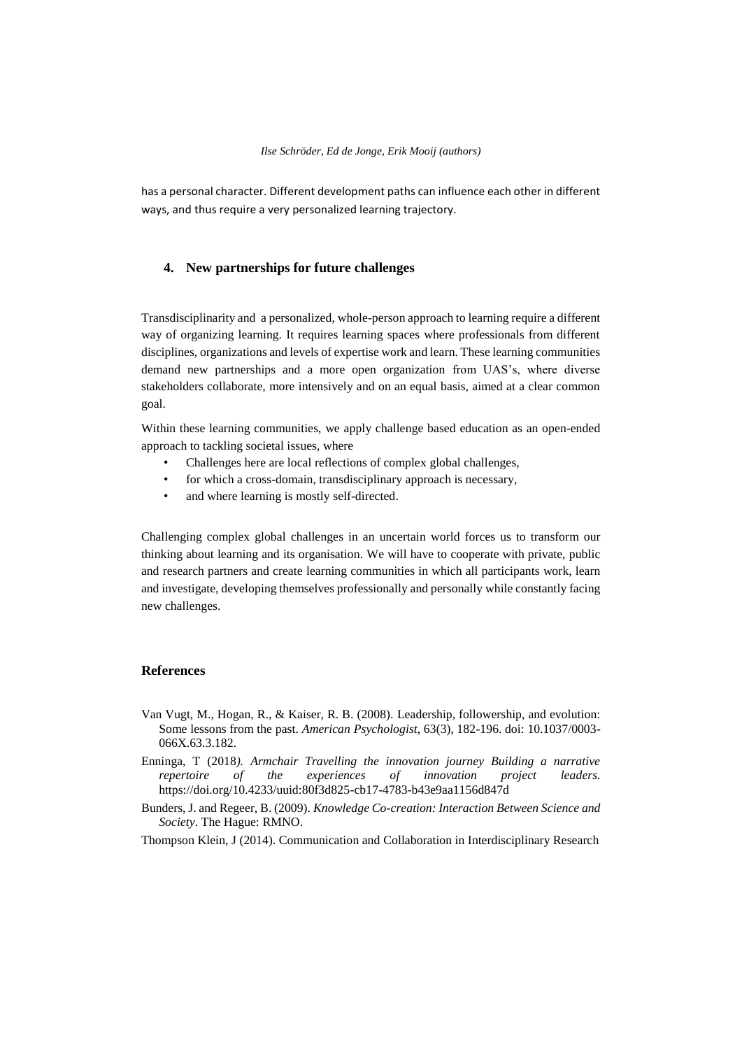has a personal character. Different development paths can influence each other in different ways, and thus require a very personalized learning trajectory.

## 4. New partnerships for future challenges

Transdisciplinarity and a personalized, whole-person approach to learning require a different way of organizing learning. It requires learning spaces where professionals from different disciplines, organizations and levels of expertise work and learn. These learning communities demand new partnerships and a more open organization from UAS's, where diverse stakeholders collaborate, more intensively and on an equal basis, aimed at a clear common goal.

Within these learning communities, we apply challenge based education as an open-ended approach to tackling societal issues, where

- Challenges here are local reflections of complex global challenges,
- for which a cross-domain, transdisciplinary approach is necessary,
- and where learning is mostly self-directed.

Challenging complex global challenges in an uncertain world forces us to transform our thinking about learning and its organisation. We will have to cooperate with private, public and research partners and create learning communities in which all participants work, learn and investigate, developing themselves professionally and personally while constantly facing new challenges.

## References

Van Vugt, M., Hogan, R., & Kaiser, R. B. (2008). Leadership, followership, and evolution: Some lessons from the past. *American Psychologist*, 63(3), 182-196. doi: 10.1037/0003-066X.63.3.182.

Enninga, T (2018*). Armchair Travelling the innovation journey Building a narrative repertoire of the experiences of innovation project leaders.* https://doi.org/10.4233/uuid:80f3d825-cb17-4783-b43e9aa1156d847d

Bunders, J. and Regeer, B. (2009). *Knowledge Co-creation: Interaction Between Science and Society*. The Hague: RMNO.

Thompson Klein, J (2014). Communication and Collaboration in Interdisciplinary Research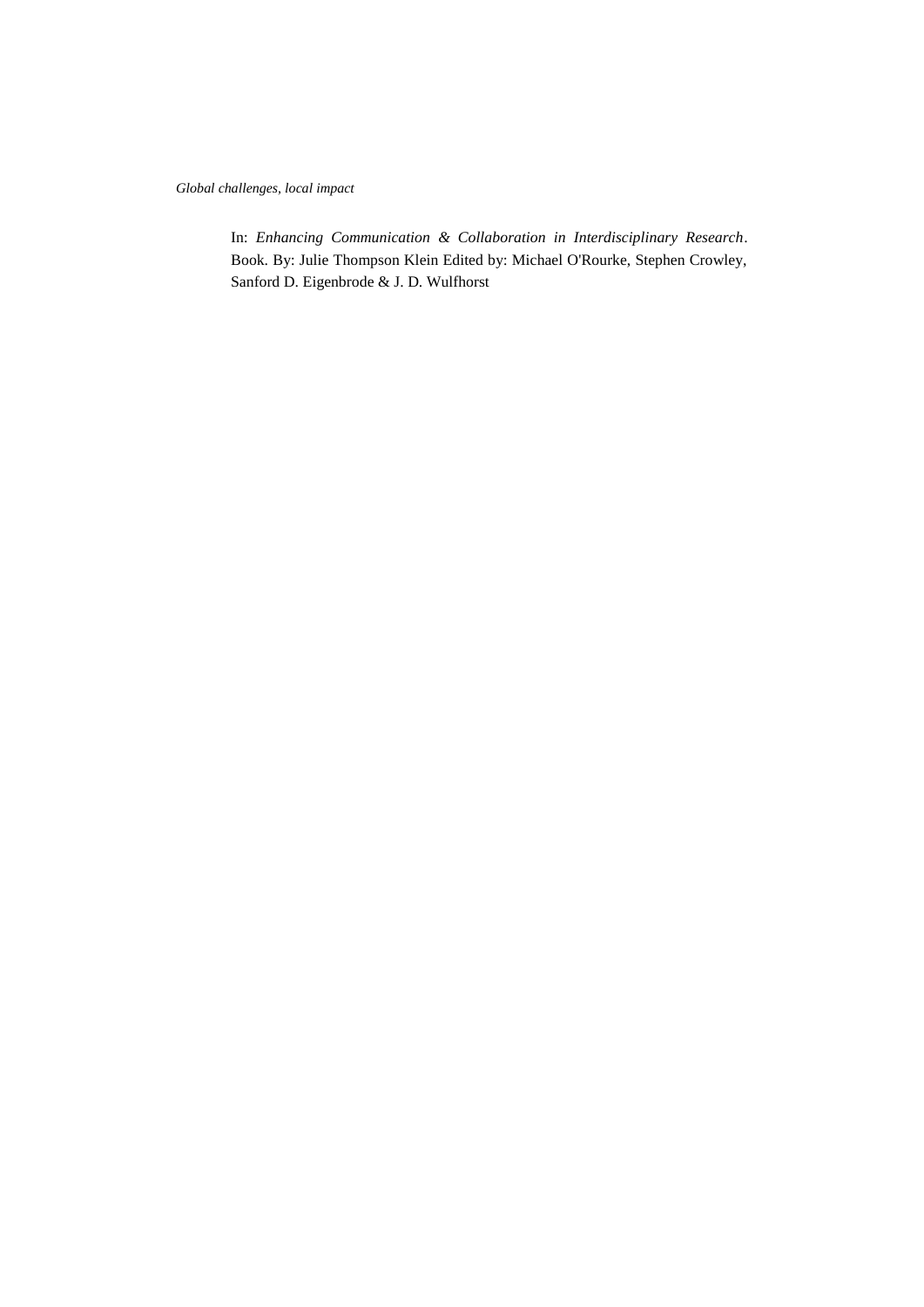In: *Enhancing Communication & Collaboration in Interdisciplinary Research*. Book. By: Julie Thompson Klein Edited by: Michael O'Rourke, Stephen Crowley, Sanford D. Eigenbrode & J. D. Wulfhorst